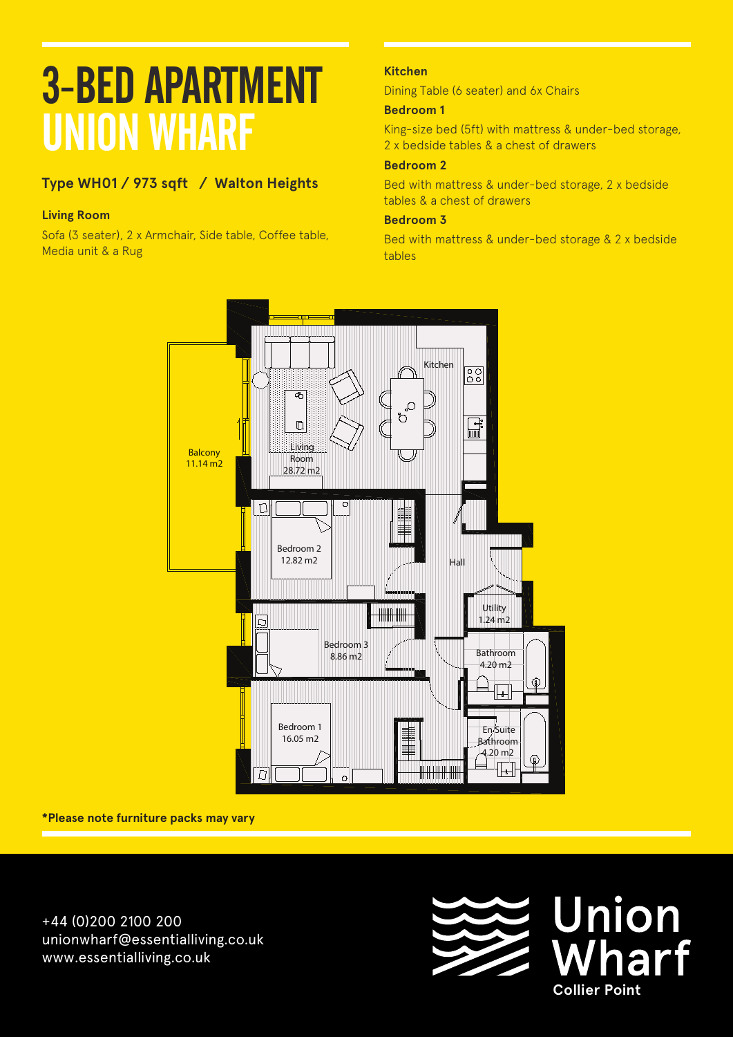# 3-BED APARTMENT UNION WHARF

**Type WH01 / 973 sqft / Walton Heights**

**Living Room**

Sofa (3 seater), 2 x Armchair, Side table, Coffee table, Media unit & a Rug

**Kitchen**

Dining Table (6 seater) and 6x Chairs

**Bedroom 1**

King-size bed (5ft) with mattress & under-bed storage, 2 x bedside tables & a chest of drawers

**Bedroom 2**

Bed with mattress & under-bed storage, 2 x bedside tables & a chest of drawers

**Bedroom 3**

Bed with mattress & under-bed storage & 2 x bedside tables

Kitchen

Living Room 28.72 m2

Balcony 11.14 m2

Bedroom 2 12.82 m2

Hall

Utility 1.24 m2

Bedroom 3 8.86 m2

Bathroom 4.20 m2

Bedroom 1 16.05 m2

En Suite Bathroom 4.20 m2

**\*Please note furniture packs may vary**

+44 (0)200 2100 200
unionwharf@essentialliving.co.uk
www.essentialliving.co.uk

Union Wharf
**Collier Point**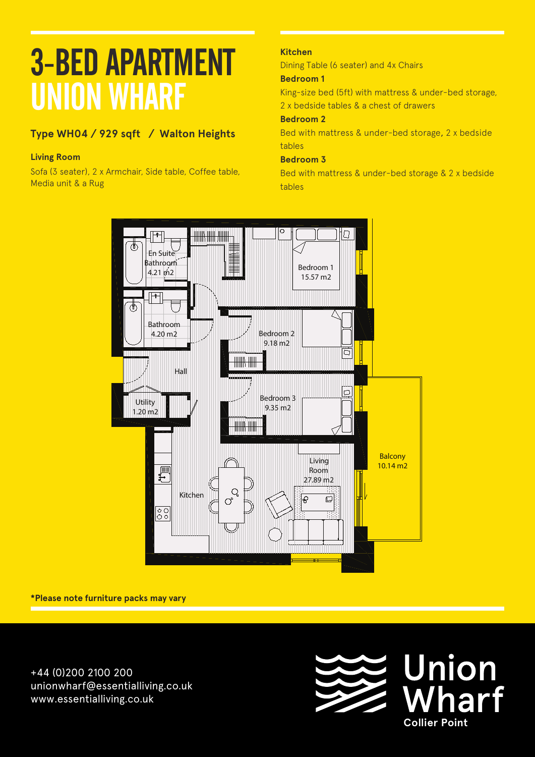# 3-BED APARTMENT UNION WHARF

**Type WH04 / 929 sqft / Walton Heights**

**Living Room**

Sofa (3 seater), 2 x Armchair, Side table, Coffee table, Media unit & a Rug

**Kitchen**

Dining Table (6 seater) and 4x Chairs

**Bedroom 1**

King-size bed (5ft) with mattress & under-bed storage, 2 x bedside tables & a chest of drawers

**Bedroom 2**

Bed with mattress & under-bed storage, 2 x bedside tables

**Bedroom 3**

Bed with mattress & under-bed storage & 2 x bedside tables

En Suite Bathroom 4.21 m2

Bathroom 4.20 m2

Hall

Utility 1.20 m2

Bedroom 1 15.57 m2

Bedroom 2 9.18 m2

Bedroom 3 9.35 m2

Kitchen

Living Room 27.89 m2

Balcony 10.14 m2

**\*Please note furniture packs may vary**

+44 (0)200 2100 200
unionwharf@essentialliving.co.uk
www.essentialliving.co.uk

Union Wharf
**Collier Point**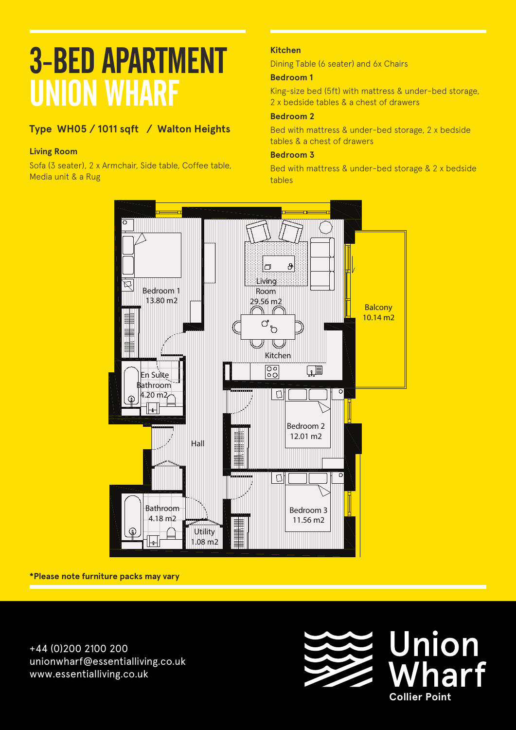# 3-BED APARTMENT UNION WHARF

**Type WH05 / 1011 sqft / Walton Heights**

**Living Room**

Sofa (3 seater), 2 x Armchair, Side table, Coffee table, Media unit & a Rug

**Kitchen**

Dining Table (6 seater) and 6x Chairs

**Bedroom 1**

King-size bed (5ft) with mattress & under-bed storage, 2 x bedside tables & a chest of drawers

**Bedroom 2**

Bed with mattress & under-bed storage, 2 x bedside tables & a chest of drawers

**Bedroom 3**

Bed with mattress & under-bed storage & 2 x bedside tables

Bedroom 1 13.80 m2

Living Room 29.56 m2

Balcony 10.14 m2

Kitchen

En Suite Bathroom 4.20 m2

Bedroom 2 12.01 m2

Hall

Bathroom 4.18 m2

Utility 1.08 m2

Bedroom 3 11.56 m2

**\*Please note furniture packs may vary**

+44 (0)200 2100 200
unionwharf@essentialliving.co.uk
www.essentialliving.co.uk

Union Wharf
**Collier Point**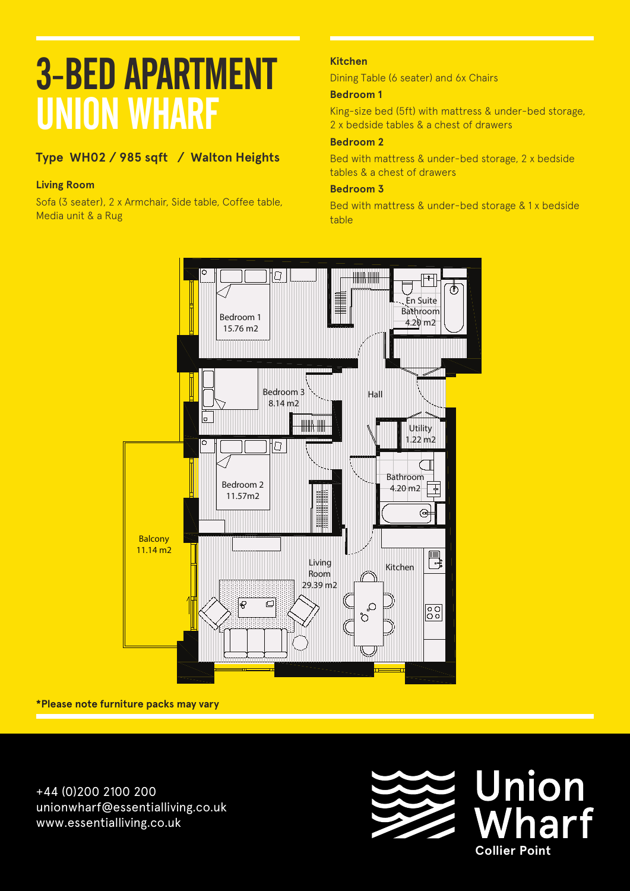# 3-BED APARTMENT UNION WHARF

**Type WH02 / 985 sqft / Walton Heights**

**Living Room**

Sofa (3 seater), 2 x Armchair, Side table, Coffee table, Media unit & a Rug

**Kitchen**

Dining Table (6 seater) and 6x Chairs

**Bedroom 1**

King-size bed (5ft) with mattress & under-bed storage, 2 x bedside tables & a chest of drawers

**Bedroom 2**

Bed with mattress & under-bed storage, 2 x bedside tables & a chest of drawers

**Bedroom 3**

Bed with mattress & under-bed storage & 1 x bedside table

Bedroom 1
15.76 m2

En Suite Bathroom
4.20 m2

Bedroom 3
8.14 m2

Hall

Utility
1.22 m2

Bedroom 2
11.57m2

Bathroom
4.20 m2

Balcony
11.14 m2

Living Room
29.39 m2

Kitchen

**\*Please note furniture packs may vary**

+44 (0)200 2100 200
unionwharf@essentialliving.co.uk
www.essentialliving.co.uk

Union Wharf
**Collier Point**